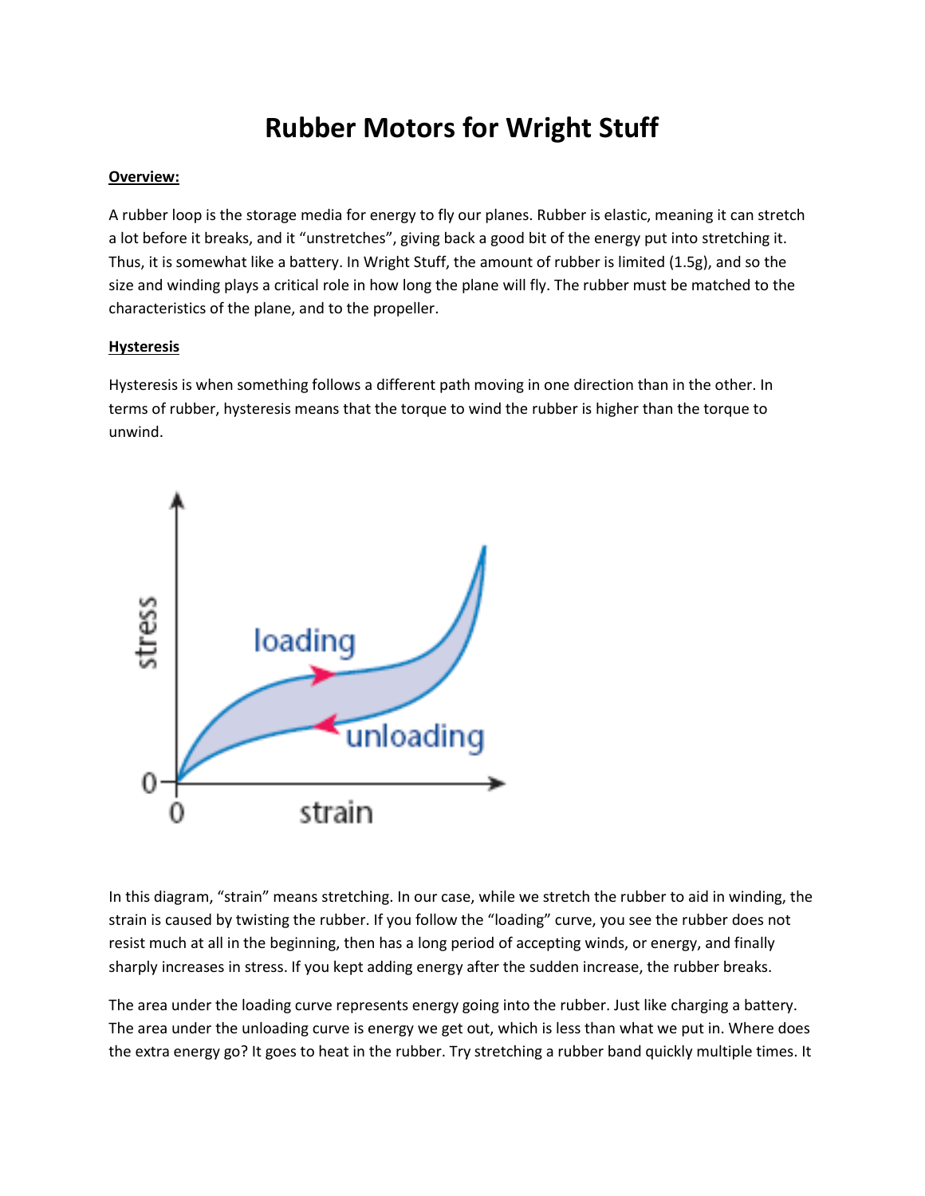# Rubber Motors for Wright Stuff

**Overview:**

A rubber loop is the storage media for energy to fly our planes. Rubber is elastic, meaning it can stretch a lot before it breaks, and it "unstretches", giving back a good bit of the energy put into stretching it. Thus, it is somewhat like a battery. In Wright Stuff, the amount of rubber is limited (1.5g), and so the size and winding plays a critical role in how long the plane will fly. The rubber must be matched to the characteristics of the plane, and to the propeller.

**Hysteresis**

Hysteresis is when something follows a different path moving in one direction than in the other. In terms of rubber, hysteresis means that the torque to wind the rubber is higher than the torque to unwind.

In this diagram, "strain" means stretching. In our case, while we stretch the rubber to aid in winding, the strain is caused by twisting the rubber. If you follow the "loading" curve, you see the rubber does not resist much at all in the beginning, then has a long period of accepting winds, or energy, and finally sharply increases in stress. If you kept adding energy after the sudden increase, the rubber breaks.

The area under the loading curve represents energy going into the rubber. Just like charging a battery. The area under the unloading curve is energy we get out, which is less than what we put in. Where does the extra energy go? It goes to heat in the rubber. Try stretching a rubber band quickly multiple times. It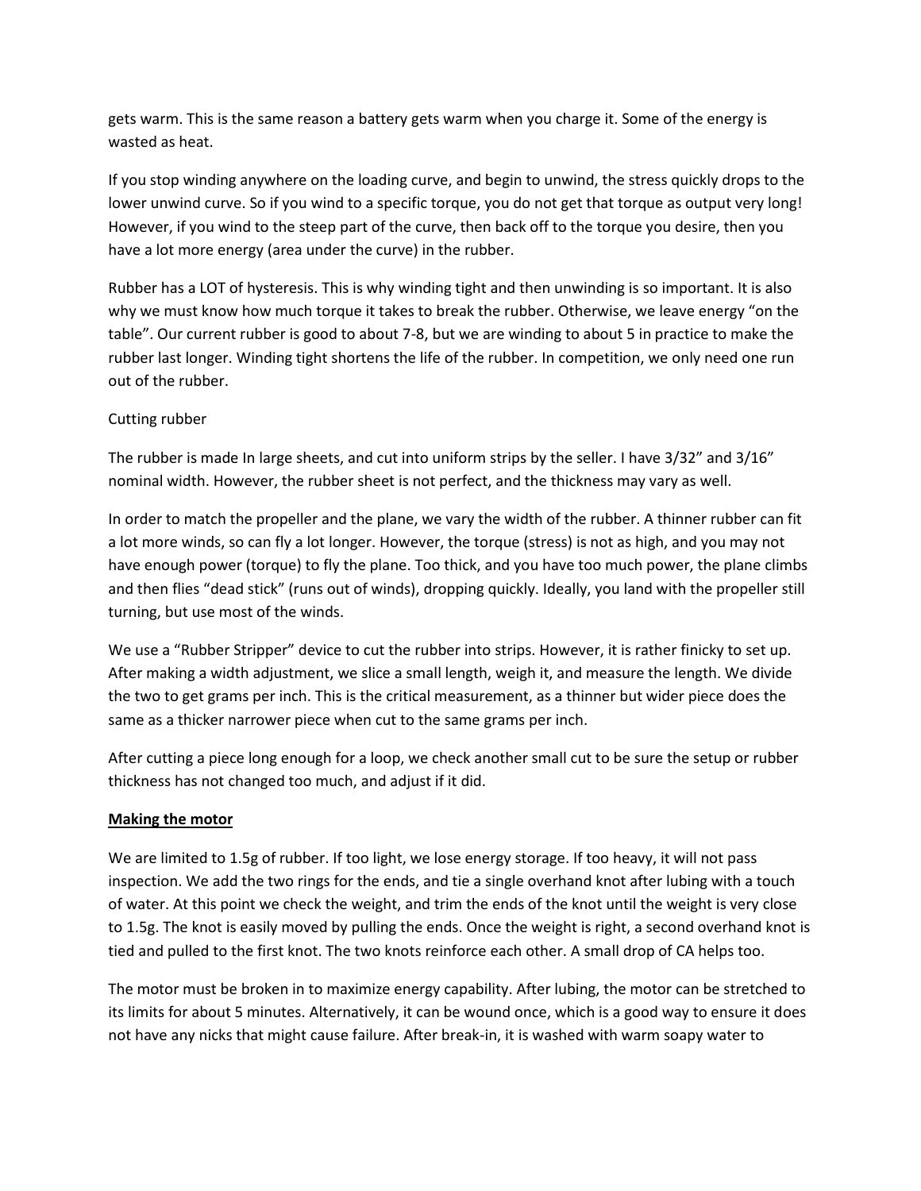gets warm. This is the same reason a battery gets warm when you charge it. Some of the energy is wasted as heat.

If you stop winding anywhere on the loading curve, and begin to unwind, the stress quickly drops to the lower unwind curve. So if you wind to a specific torque, you do not get that torque as output very long! However, if you wind to the steep part of the curve, then back off to the torque you desire, then you have a lot more energy (area under the curve) in the rubber.

Rubber has a LOT of hysteresis. This is why winding tight and then unwinding is so important. It is also why we must know how much torque it takes to break the rubber. Otherwise, we leave energy "on the table". Our current rubber is good to about 7-8, but we are winding to about 5 in practice to make the rubber last longer. Winding tight shortens the life of the rubber. In competition, we only need one run out of the rubber.

Cutting rubber

The rubber is made In large sheets, and cut into uniform strips by the seller. I have 3/32" and 3/16" nominal width. However, the rubber sheet is not perfect, and the thickness may vary as well.

In order to match the propeller and the plane, we vary the width of the rubber. A thinner rubber can fit a lot more winds, so can fly a lot longer. However, the torque (stress) is not as high, and you may not have enough power (torque) to fly the plane. Too thick, and you have too much power, the plane climbs and then flies "dead stick" (runs out of winds), dropping quickly. Ideally, you land with the propeller still turning, but use most of the winds.

We use a "Rubber Stripper" device to cut the rubber into strips. However, it is rather finicky to set up. After making a width adjustment, we slice a small length, weigh it, and measure the length. We divide the two to get grams per inch. This is the critical measurement, as a thinner but wider piece does the same as a thicker narrower piece when cut to the same grams per inch.

After cutting a piece long enough for a loop, we check another small cut to be sure the setup or rubber thickness has not changed too much, and adjust if it did.

**<u>Making the motor</u>**

We are limited to 1.5g of rubber. If too light, we lose energy storage. If too heavy, it will not pass inspection. We add the two rings for the ends, and tie a single overhand knot after lubing with a touch of water. At this point we check the weight, and trim the ends of the knot until the weight is very close to 1.5g. The knot is easily moved by pulling the ends. Once the weight is right, a second overhand knot is tied and pulled to the first knot. The two knots reinforce each other. A small drop of CA helps too.

The motor must be broken in to maximize energy capability. After lubing, the motor can be stretched to its limits for about 5 minutes. Alternatively, it can be wound once, which is a good way to ensure it does not have any nicks that might cause failure. After break-in, it is washed with warm soapy water to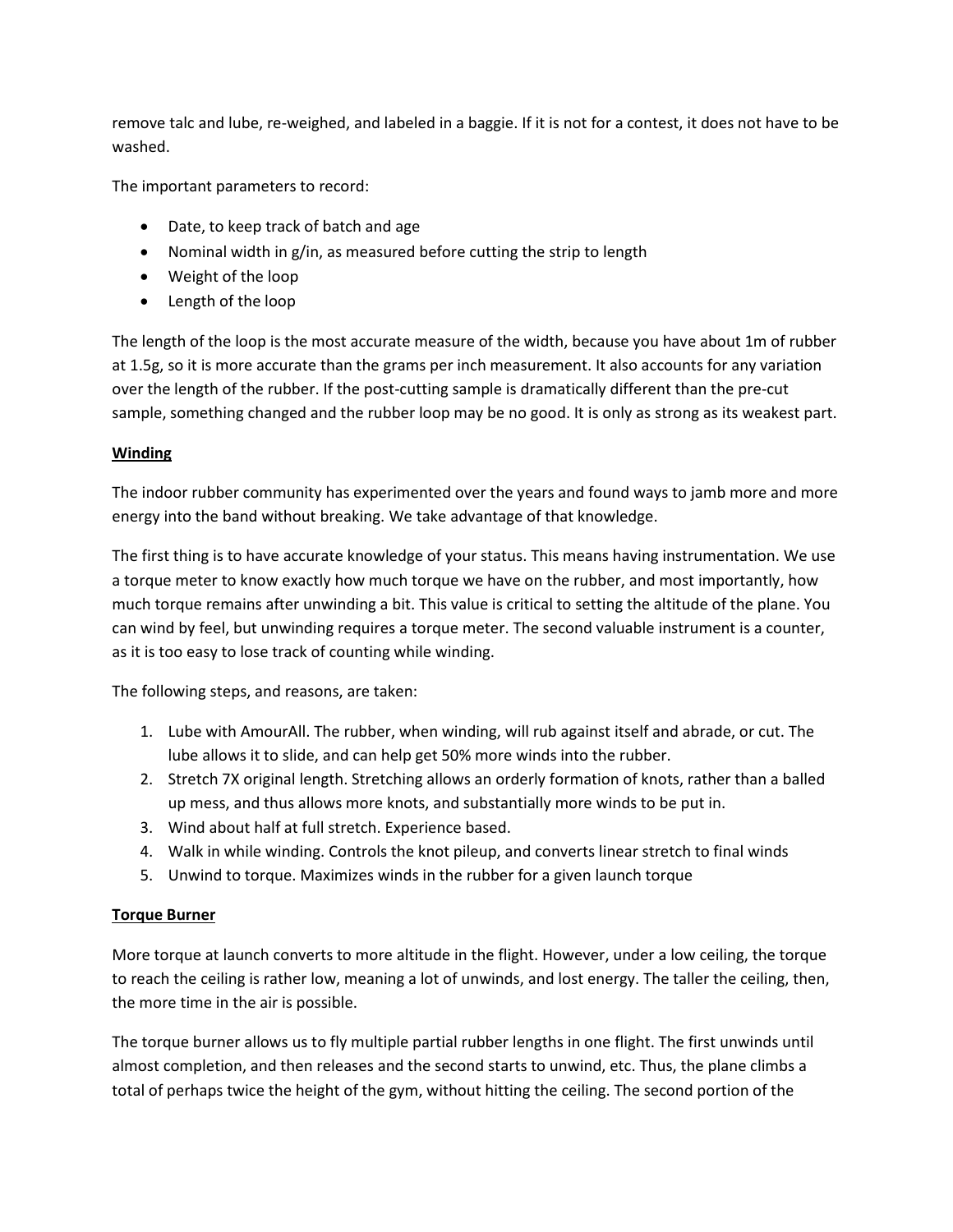remove talc and lube, re-weighed, and labeled in a baggie. If it is not for a contest, it does not have to be washed.

The important parameters to record:

- Date, to keep track of batch and age
- Nominal width in g/in, as measured before cutting the strip to length
- Weight of the loop
- Length of the loop

The length of the loop is the most accurate measure of the width, because you have about 1m of rubber at 1.5g, so it is more accurate than the grams per inch measurement. It also accounts for any variation over the length of the rubber. If the post-cutting sample is dramatically different than the pre-cut sample, something changed and the rubber loop may be no good. It is only as strong as its weakest part.

**Winding**

The indoor rubber community has experimented over the years and found ways to jamb more and more energy into the band without breaking. We take advantage of that knowledge.

The first thing is to have accurate knowledge of your status. This means having instrumentation. We use a torque meter to know exactly how much torque we have on the rubber, and most importantly, how much torque remains after unwinding a bit. This value is critical to setting the altitude of the plane. You can wind by feel, but unwinding requires a torque meter. The second valuable instrument is a counter, as it is too easy to lose track of counting while winding.

The following steps, and reasons, are taken:

1. Lube with AmourAll. The rubber, when winding, will rub against itself and abrade, or cut. The lube allows it to slide, and can help get 50% more winds into the rubber.
2. Stretch 7X original length. Stretching allows an orderly formation of knots, rather than a balled up mess, and thus allows more knots, and substantially more winds to be put in.
3. Wind about half at full stretch. Experience based.
4. Walk in while winding. Controls the knot pileup, and converts linear stretch to final winds
5. Unwind to torque. Maximizes winds in the rubber for a given launch torque

**Torque Burner**

More torque at launch converts to more altitude in the flight. However, under a low ceiling, the torque to reach the ceiling is rather low, meaning a lot of unwinds, and lost energy. The taller the ceiling, then, the more time in the air is possible.

The torque burner allows us to fly multiple partial rubber lengths in one flight. The first unwinds until almost completion, and then releases and the second starts to unwind, etc. Thus, the plane climbs a total of perhaps twice the height of the gym, without hitting the ceiling. The second portion of the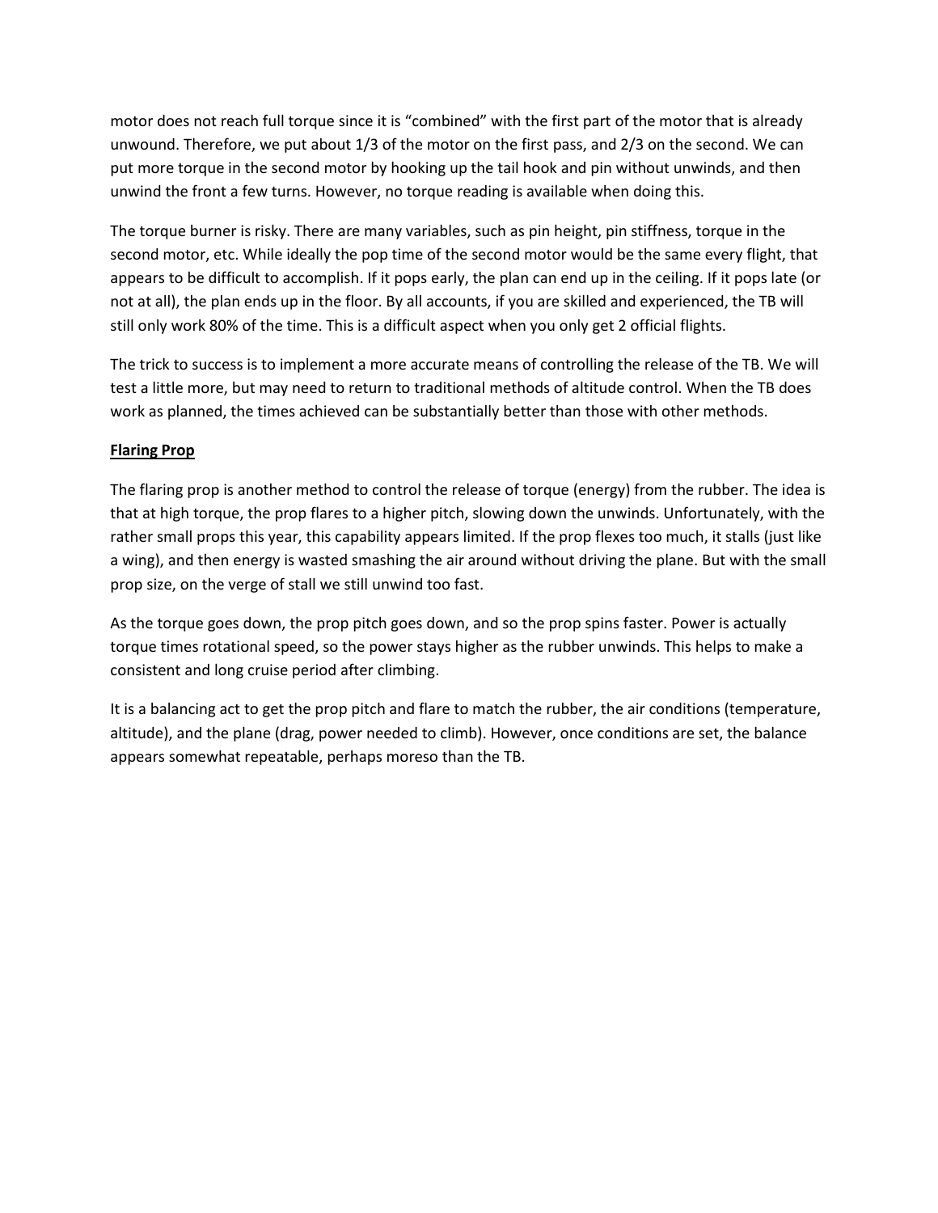motor does not reach full torque since it is "combined" with the first part of the motor that is already unwound. Therefore, we put about 1/3 of the motor on the first pass, and 2/3 on the second. We can put more torque in the second motor by hooking up the tail hook and pin without unwinds, and then unwind the front a few turns. However, no torque reading is available when doing this.

The torque burner is risky. There are many variables, such as pin height, pin stiffness, torque in the second motor, etc. While ideally the pop time of the second motor would be the same every flight, that appears to be difficult to accomplish. If it pops early, the plan can end up in the ceiling. If it pops late (or not at all), the plan ends up in the floor. By all accounts, if you are skilled and experienced, the TB will still only work 80% of the time. This is a difficult aspect when you only get 2 official flights.

The trick to success is to implement a more accurate means of controlling the release of the TB. We will test a little more, but may need to return to traditional methods of altitude control. When the TB does work as planned, the times achieved can be substantially better than those with other methods.

**Flaring Prop**

The flaring prop is another method to control the release of torque (energy) from the rubber. The idea is that at high torque, the prop flares to a higher pitch, slowing down the unwinds. Unfortunately, with the rather small props this year, this capability appears limited. If the prop flexes too much, it stalls (just like a wing), and then energy is wasted smashing the air around without driving the plane. But with the small prop size, on the verge of stall we still unwind too fast.

As the torque goes down, the prop pitch goes down, and so the prop spins faster. Power is actually torque times rotational speed, so the power stays higher as the rubber unwinds. This helps to make a consistent and long cruise period after climbing.

It is a balancing act to get the prop pitch and flare to match the rubber, the air conditions (temperature, altitude), and the plane (drag, power needed to climb). However, once conditions are set, the balance appears somewhat repeatable, perhaps moreso than the TB.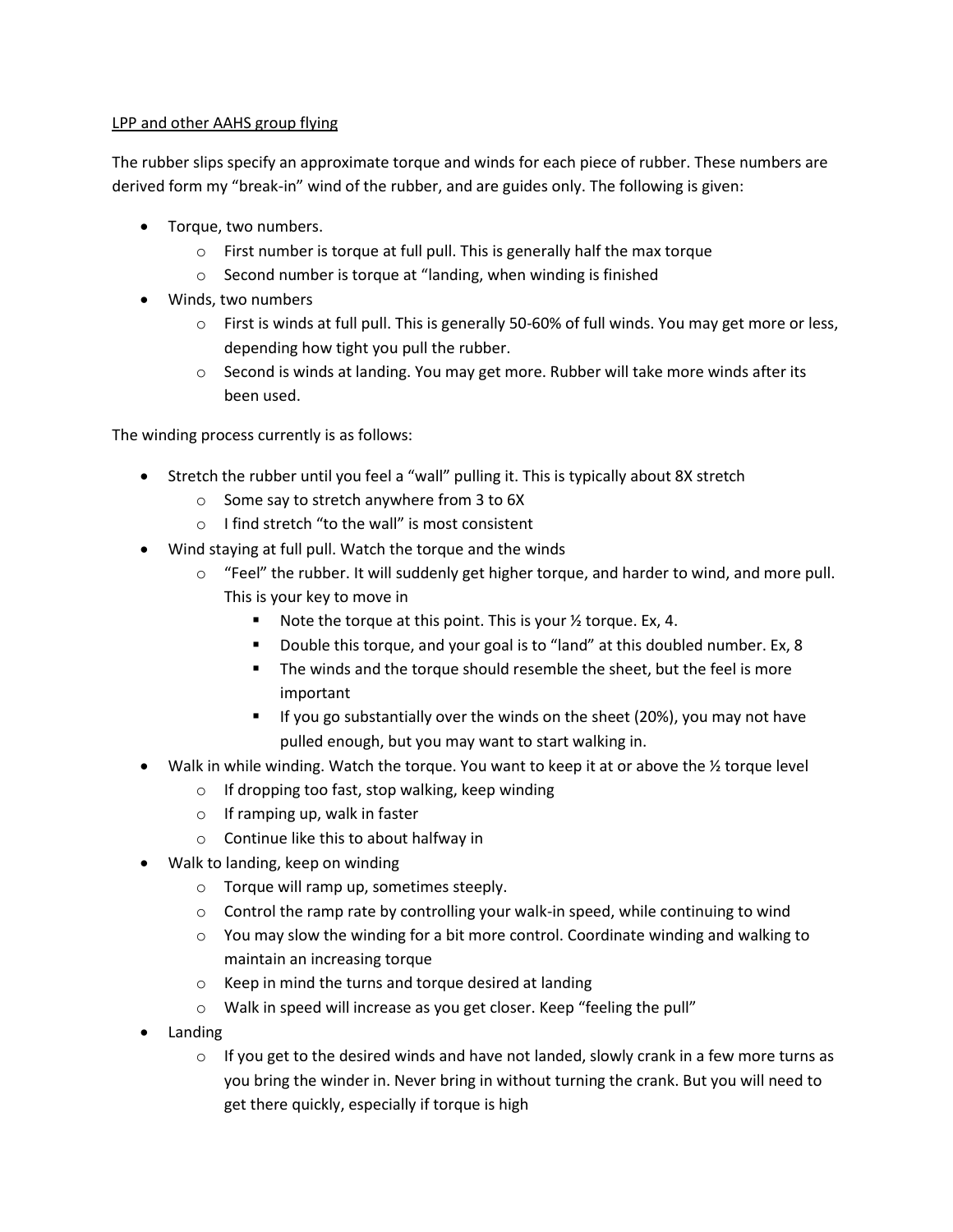<u>LPP and other AAHS group flying</u>

The rubber slips specify an approximate torque and winds for each piece of rubber. These numbers are derived form my "break-in" wind of the rubber, and are guides only. The following is given:

- Torque, two numbers.
  - First number is torque at full pull. This is generally half the max torque
  - Second number is torque at "landing, when winding is finished
- Winds, two numbers
  - First is winds at full pull. This is generally 50-60% of full winds. You may get more or less, depending how tight you pull the rubber.
  - Second is winds at landing. You may get more. Rubber will take more winds after its been used.

The winding process currently is as follows:

- Stretch the rubber until you feel a "wall" pulling it. This is typically about 8X stretch
  - Some say to stretch anywhere from 3 to 6X
  - I find stretch "to the wall" is most consistent
- Wind staying at full pull. Watch the torque and the winds
  - "Feel" the rubber. It will suddenly get higher torque, and harder to wind, and more pull. This is your key to move in
    - Note the torque at this point. This is your ½ torque. Ex, 4.
    - Double this torque, and your goal is to "land" at this doubled number. Ex, 8
    - The winds and the torque should resemble the sheet, but the feel is more important
    - If you go substantially over the winds on the sheet (20%), you may not have pulled enough, but you may want to start walking in.
- Walk in while winding. Watch the torque. You want to keep it at or above the ½ torque level
  - If dropping too fast, stop walking, keep winding
  - If ramping up, walk in faster
  - Continue like this to about halfway in
- Walk to landing, keep on winding
  - Torque will ramp up, sometimes steeply.
  - Control the ramp rate by controlling your walk-in speed, while continuing to wind
  - You may slow the winding for a bit more control. Coordinate winding and walking to maintain an increasing torque
  - Keep in mind the turns and torque desired at landing
  - Walk in speed will increase as you get closer. Keep "feeling the pull"
- Landing
  - If you get to the desired winds and have not landed, slowly crank in a few more turns as you bring the winder in. Never bring in without turning the crank. But you will need to get there quickly, especially if torque is high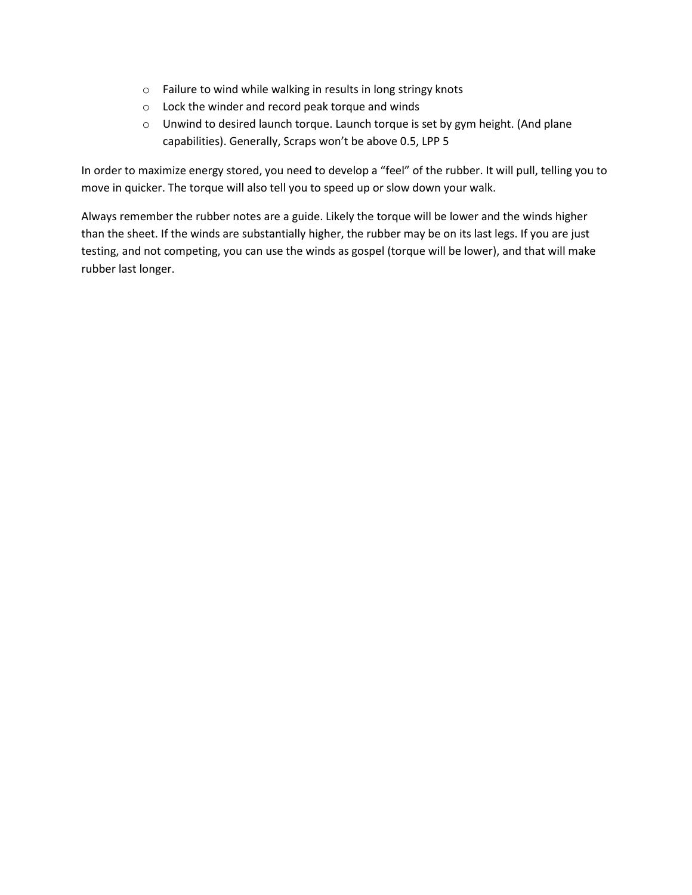- Failure to wind while walking in results in long stringy knots
- Lock the winder and record peak torque and winds
- Unwind to desired launch torque. Launch torque is set by gym height. (And plane capabilities). Generally, Scraps won't be above 0.5, LPP 5

In order to maximize energy stored, you need to develop a "feel" of the rubber. It will pull, telling you to move in quicker. The torque will also tell you to speed up or slow down your walk.

Always remember the rubber notes are a guide. Likely the torque will be lower and the winds higher than the sheet. If the winds are substantially higher, the rubber may be on its last legs. If you are just testing, and not competing, you can use the winds as gospel (torque will be lower), and that will make rubber last longer.